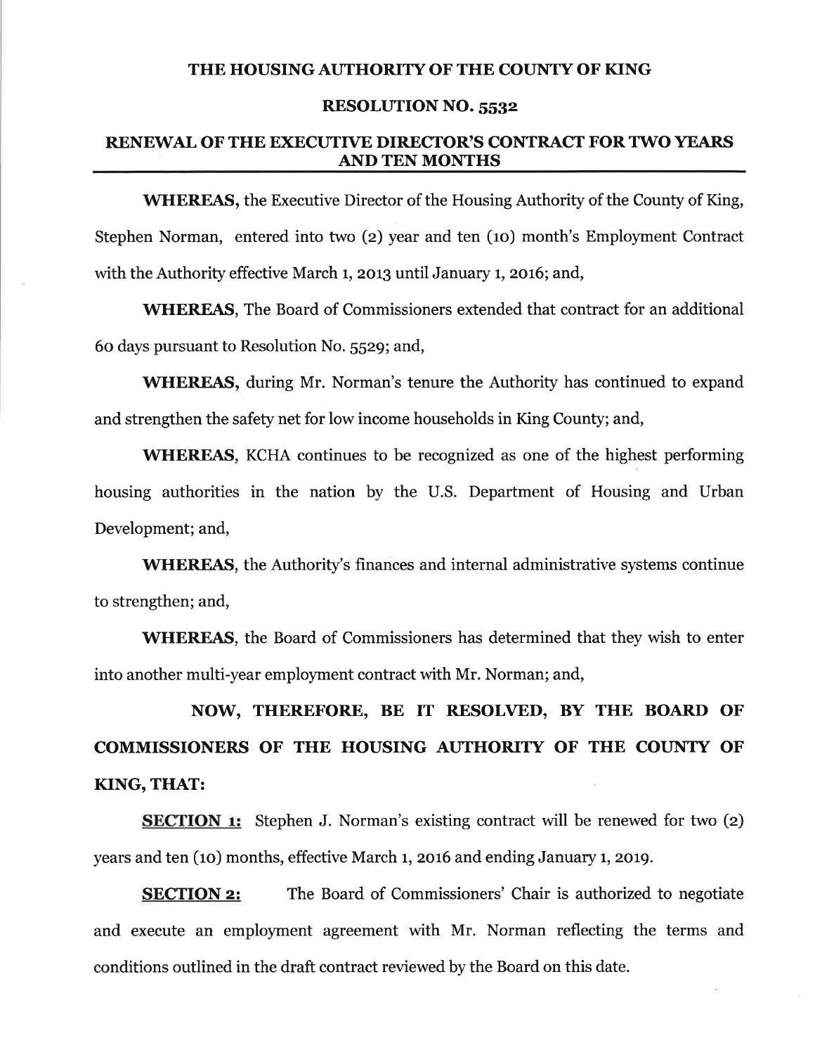# THE HOUSING AUTHORITY OF THE COUNTY OF KING

## RESOLUTION NO. 5532

## RENEWAL OF THE EXECUTIVE DIRECTOR'S CONTRACT FOR TWO YEARS AND TEN MONTHS

**WHEREAS,** the Executive Director of the Housing Authority of the County of King, Stephen Norman, entered into two (2) year and ten (10) month's Employment Contract with the Authority effective March 1, 2013 until January 1, 2016; and,

**WHEREAS**, The Board of Commissioners extended that contract for an additional 60 days pursuant to Resolution No. 5529; and,

**WHEREAS,** during Mr. Norman's tenure the Authority has continued to expand and strengthen the safety net for low income households in King County; and,

**WHEREAS**, KCHA continues to be recognized as one of the highest performing housing authorities in the nation by the U.S. Department of Housing and Urban Development; and,

**WHEREAS**, the Authority's finances and internal administrative systems continue to strengthen; and,

**WHEREAS**, the Board of Commissioners has determined that they wish to enter into another multi-year employment contract with Mr. Norman; and,

**NOW, THEREFORE, BE IT RESOLVED, BY THE BOARD OF COMMISSIONERS OF THE HOUSING AUTHORITY OF THE COUNTY OF KING, THAT:**

**SECTION 1:** Stephen J. Norman's existing contract will be renewed for two (2) years and ten (10) months, effective March 1, 2016 and ending January 1, 2019.

**SECTION 2:** The Board of Commissioners' Chair is authorized to negotiate and execute an employment agreement with Mr. Norman reflecting the terms and conditions outlined in the draft contract reviewed by the Board on this date.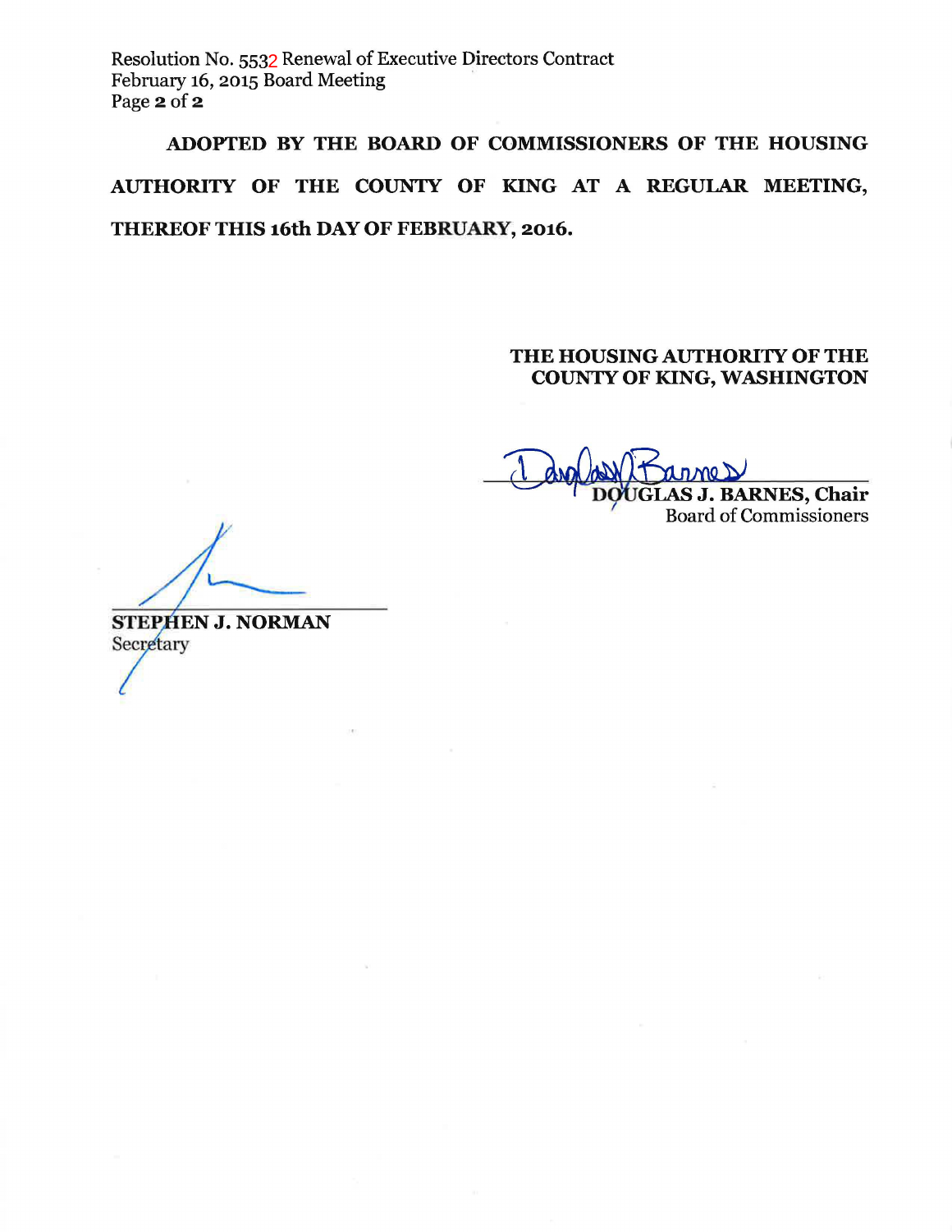**ADOPTED BY THE BOARD OF COMMISSIONERS OF THE HOUSING AUTHORITY OF THE COUNTY OF KING AT A REGULAR MEETING, THEREOF THIS 16th DAY OF FEBRUARY, 2016.**

**THE HOUSING AUTHORITY OF THE COUNTY OF KING, WASHINGTON**

**DOUGLAS J. BARNES, Chair**
Board of Commissioners

**STEPHEN J. NORMAN**
Secretary